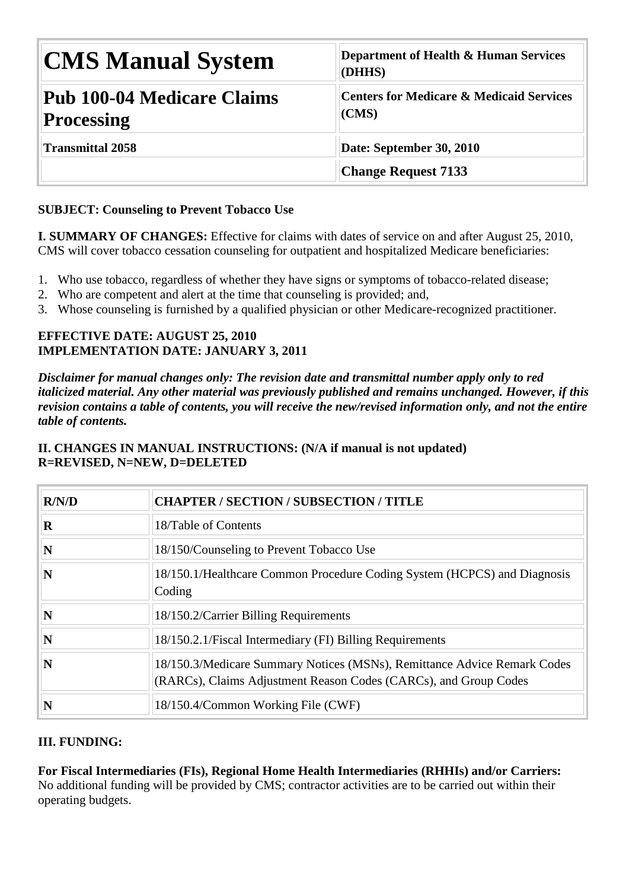| CMS Manual System | Department of Health & Human Services (DHHS) |
|---|---|
| **Pub 100-04 Medicare Claims Processing** | **Centers for Medicare & Medicaid Services (CMS)** |
| **Transmittal 2058** | **Date: September 30, 2010** |
| | **Change Request 7133** |

**SUBJECT: Counseling to Prevent Tobacco Use**

**I. SUMMARY OF CHANGES:** Effective for claims with dates of service on and after August 25, 2010, CMS will cover tobacco cessation counseling for outpatient and hospitalized Medicare beneficiaries:

1. Who use tobacco, regardless of whether they have signs or symptoms of tobacco-related disease;
2. Who are competent and alert at the time that counseling is provided; and,
3. Whose counseling is furnished by a qualified physician or other Medicare-recognized practitioner.

**EFFECTIVE DATE: AUGUST 25, 2010**
**IMPLEMENTATION DATE: JANUARY 3, 2011**

***Disclaimer for manual changes only: The revision date and transmittal number apply only to red italicized material. Any other material was previously published and remains unchanged. However, if this revision contains a table of contents, you will receive the new/revised information only, and not the entire table of contents.***

**II. CHANGES IN MANUAL INSTRUCTIONS: (N/A if manual is not updated)**
**R=REVISED, N=NEW, D=DELETED**

| R/N/D | CHAPTER / SECTION / SUBSECTION / TITLE |
|---|---|
| **R** | 18/Table of Contents |
| **N** | 18/150/Counseling to Prevent Tobacco Use |
| **N** | 18/150.1/Healthcare Common Procedure Coding System (HCPCS) and Diagnosis Coding |
| **N** | 18/150.2/Carrier Billing Requirements |
| **N** | 18/150.2.1/Fiscal Intermediary (FI) Billing Requirements |
| **N** | 18/150.3/Medicare Summary Notices (MSNs), Remittance Advice Remark Codes (RARCs), Claims Adjustment Reason Codes (CARCs), and Group Codes |
| **N** | 18/150.4/Common Working File (CWF) |

**III. FUNDING:**

**For Fiscal Intermediaries (FIs), Regional Home Health Intermediaries (RHHIs) and/or Carriers:**
No additional funding will be provided by CMS; contractor activities are to be carried out within their operating budgets.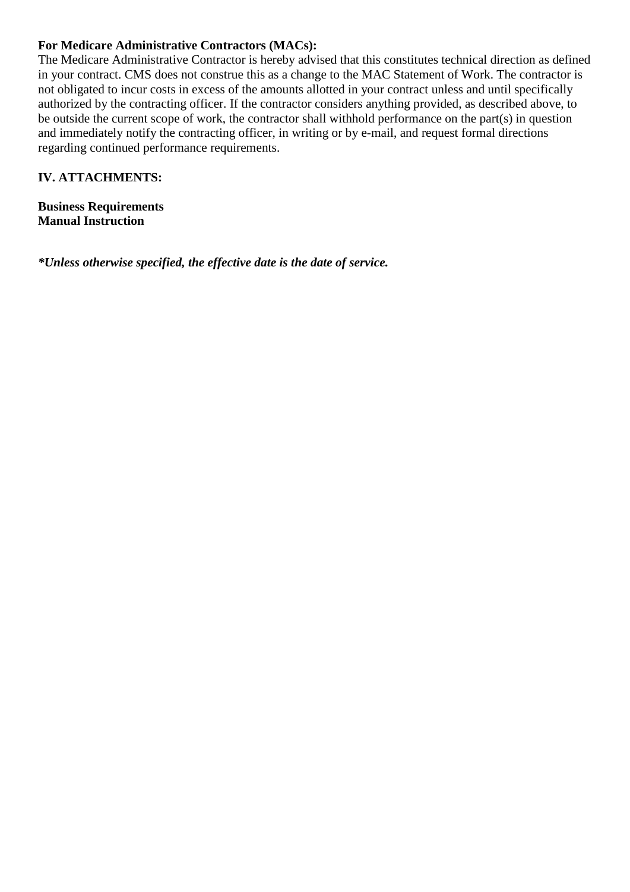**For Medicare Administrative Contractors (MACs):**
The Medicare Administrative Contractor is hereby advised that this constitutes technical direction as defined in your contract. CMS does not construe this as a change to the MAC Statement of Work. The contractor is not obligated to incur costs in excess of the amounts allotted in your contract unless and until specifically authorized by the contracting officer. If the contractor considers anything provided, as described above, to be outside the current scope of work, the contractor shall withhold performance on the part(s) in question and immediately notify the contracting officer, in writing or by e-mail, and request formal directions regarding continued performance requirements.

## IV. ATTACHMENTS:

**Business Requirements**
**Manual Instruction**

***Unless otherwise specified, the effective date is the date of service.***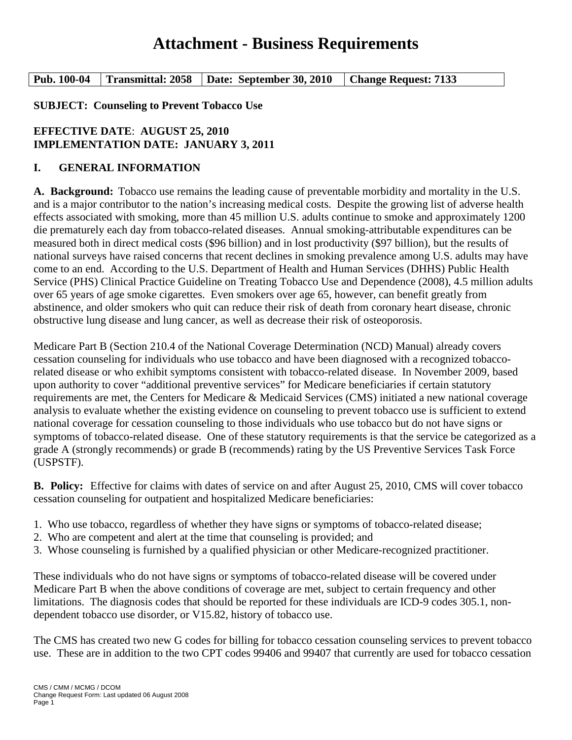# Attachment - Business Requirements

| Pub. 100-04 | Transmittal: 2058 | Date: September 30, 2010 | Change Request: 7133 |
|---|---|---|---|

**SUBJECT: Counseling to Prevent Tobacco Use**

**EFFECTIVE DATE: AUGUST 25, 2010**
**IMPLEMENTATION DATE: JANUARY 3, 2011**

## I. GENERAL INFORMATION

**A. Background:** Tobacco use remains the leading cause of preventable morbidity and mortality in the U.S. and is a major contributor to the nation's increasing medical costs. Despite the growing list of adverse health effects associated with smoking, more than 45 million U.S. adults continue to smoke and approximately 1200 die prematurely each day from tobacco-related diseases. Annual smoking-attributable expenditures can be measured both in direct medical costs ($96 billion) and in lost productivity ($97 billion), but the results of national surveys have raised concerns that recent declines in smoking prevalence among U.S. adults may have come to an end. According to the U.S. Department of Health and Human Services (DHHS) Public Health Service (PHS) Clinical Practice Guideline on Treating Tobacco Use and Dependence (2008), 4.5 million adults over 65 years of age smoke cigarettes. Even smokers over age 65, however, can benefit greatly from abstinence, and older smokers who quit can reduce their risk of death from coronary heart disease, chronic obstructive lung disease and lung cancer, as well as decrease their risk of osteoporosis.

Medicare Part B (Section 210.4 of the National Coverage Determination (NCD) Manual) already covers cessation counseling for individuals who use tobacco and have been diagnosed with a recognized tobacco-related disease or who exhibit symptoms consistent with tobacco-related disease. In November 2009, based upon authority to cover "additional preventive services" for Medicare beneficiaries if certain statutory requirements are met, the Centers for Medicare & Medicaid Services (CMS) initiated a new national coverage analysis to evaluate whether the existing evidence on counseling to prevent tobacco use is sufficient to extend national coverage for cessation counseling to those individuals who use tobacco but do not have signs or symptoms of tobacco-related disease. One of these statutory requirements is that the service be categorized as a grade A (strongly recommends) or grade B (recommends) rating by the US Preventive Services Task Force (USPSTF).

**B. Policy:** Effective for claims with dates of service on and after August 25, 2010, CMS will cover tobacco cessation counseling for outpatient and hospitalized Medicare beneficiaries:

1. Who use tobacco, regardless of whether they have signs or symptoms of tobacco-related disease;
2. Who are competent and alert at the time that counseling is provided; and
3. Whose counseling is furnished by a qualified physician or other Medicare-recognized practitioner.

These individuals who do not have signs or symptoms of tobacco-related disease will be covered under Medicare Part B when the above conditions of coverage are met, subject to certain frequency and other limitations. The diagnosis codes that should be reported for these individuals are ICD-9 codes 305.1, non-dependent tobacco use disorder, or V15.82, history of tobacco use.

The CMS has created two new G codes for billing for tobacco cessation counseling services to prevent tobacco use. These are in addition to the two CPT codes 99406 and 99407 that currently are used for tobacco cessation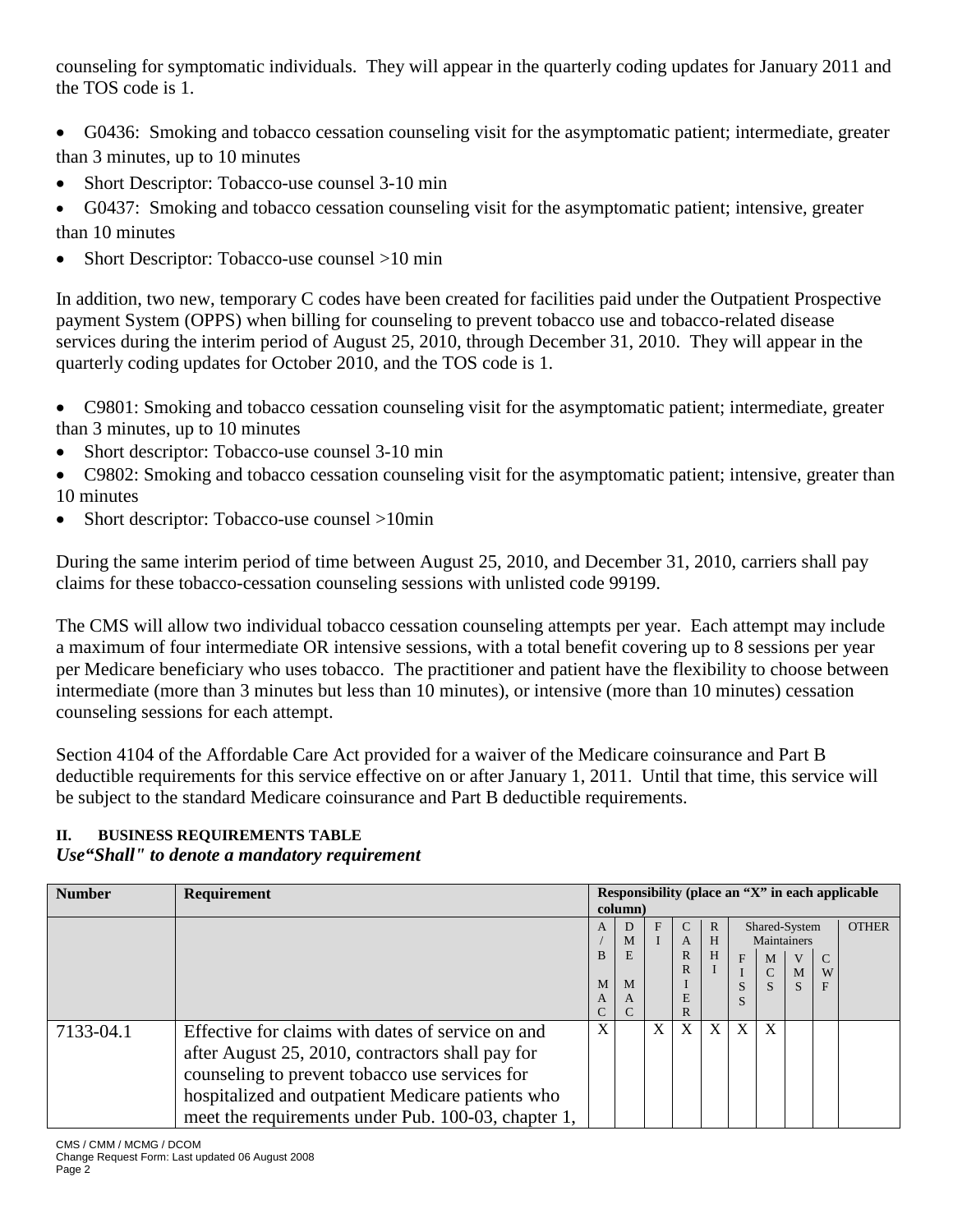counseling for symptomatic individuals. They will appear in the quarterly coding updates for January 2011 and the TOS code is 1.

- G0436: Smoking and tobacco cessation counseling visit for the asymptomatic patient; intermediate, greater than 3 minutes, up to 10 minutes
- Short Descriptor: Tobacco-use counsel 3-10 min
- G0437: Smoking and tobacco cessation counseling visit for the asymptomatic patient; intensive, greater than 10 minutes
- Short Descriptor: Tobacco-use counsel >10 min

In addition, two new, temporary C codes have been created for facilities paid under the Outpatient Prospective payment System (OPPS) when billing for counseling to prevent tobacco use and tobacco-related disease services during the interim period of August 25, 2010, through December 31, 2010. They will appear in the quarterly coding updates for October 2010, and the TOS code is 1.

- C9801: Smoking and tobacco cessation counseling visit for the asymptomatic patient; intermediate, greater than 3 minutes, up to 10 minutes
- Short descriptor: Tobacco-use counsel 3-10 min
- C9802: Smoking and tobacco cessation counseling visit for the asymptomatic patient; intensive, greater than 10 minutes
- Short descriptor: Tobacco-use counsel >10min

During the same interim period of time between August 25, 2010, and December 31, 2010, carriers shall pay claims for these tobacco-cessation counseling sessions with unlisted code 99199.

The CMS will allow two individual tobacco cessation counseling attempts per year. Each attempt may include a maximum of four intermediate OR intensive sessions, with a total benefit covering up to 8 sessions per year per Medicare beneficiary who uses tobacco. The practitioner and patient have the flexibility to choose between intermediate (more than 3 minutes but less than 10 minutes), or intensive (more than 10 minutes) cessation counseling sessions for each attempt.

Section 4104 of the Affordable Care Act provided for a waiver of the Medicare coinsurance and Part B deductible requirements for this service effective on or after January 1, 2011. Until that time, this service will be subject to the standard Medicare coinsurance and Part B deductible requirements.

## II. BUSINESS REQUIREMENTS TABLE

*Use"Shall" to denote a mandatory requirement*

| Number | Requirement | Responsibility (place an "X" in each applicable column) | | | | | | | | | |
|---|---|---|---|---|---|---|---|---|---|---|---|
| | | A / B MAC | DME MAC | FI | CARRIER | RHHI | Shared-System Maintainers | | | | OTHER |
| | | | | | | | FISS | MCS | VMS | CWF | |
| 7133-04.1 | Effective for claims with dates of service on and after August 25, 2010, contractors shall pay for counseling to prevent tobacco use services for hospitalized and outpatient Medicare patients who meet the requirements under Pub. 100-03, chapter 1, | X | | X | X | X | X | X | | | |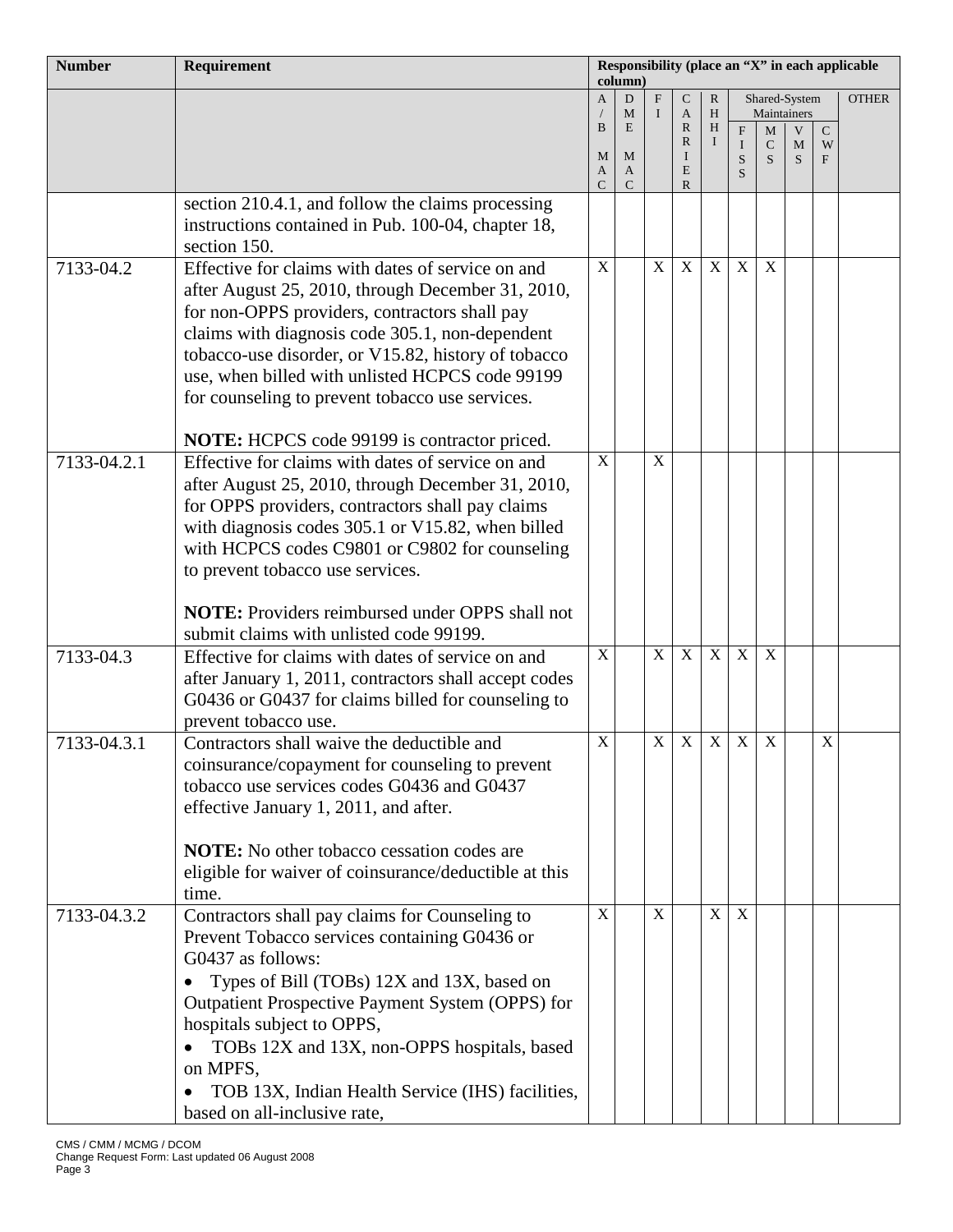| Number | Requirement | Responsibility (place an "X" in each applicable column) | | | | | | | | | |
|---|---|---|---|---|---|---|---|---|---|---|---|
| | | A / B MAC | DME MAC | FI | CARRIER | RHHI | Shared-System Maintainers | | | | OTHER |
| | | | | | | | FISS | MCS | VMS | CWF | |
| | section 210.4.1, and follow the claims processing instructions contained in Pub. 100-04, chapter 18, section 150. | | | | | | | | | | |
| 7133-04.2 | Effective for claims with dates of service on and after August 25, 2010, through December 31, 2010, for non-OPPS providers, contractors shall pay claims with diagnosis code 305.1, non-dependent tobacco-use disorder, or V15.82, history of tobacco use, when billed with unlisted HCPCS code 99199 for counseling to prevent tobacco use services.<br><br>**NOTE:** HCPCS code 99199 is contractor priced. | X | | X | X | X | X | X | | | |
| 7133-04.2.1 | Effective for claims with dates of service on and after August 25, 2010, through December 31, 2010, for OPPS providers, contractors shall pay claims with diagnosis codes 305.1 or V15.82, when billed with HCPCS codes C9801 or C9802 for counseling to prevent tobacco use services.<br><br>**NOTE:** Providers reimbursed under OPPS shall not submit claims with unlisted code 99199. | X | | X | | | | | | | |
| 7133-04.3 | Effective for claims with dates of service on and after January 1, 2011, contractors shall accept codes G0436 or G0437 for claims billed for counseling to prevent tobacco use. | X | | X | X | X | X | X | | | |
| 7133-04.3.1 | Contractors shall waive the deductible and coinsurance/copayment for counseling to prevent tobacco use services codes G0436 and G0437 effective January 1, 2011, and after.<br><br>**NOTE:** No other tobacco cessation codes are eligible for waiver of coinsurance/deductible at this time. | X | | X | X | X | X | X | | X | |
| 7133-04.3.2 | Contractors shall pay claims for Counseling to Prevent Tobacco services containing G0436 or G0437 as follows:<br>• Types of Bill (TOBs) 12X and 13X, based on Outpatient Prospective Payment System (OPPS) for hospitals subject to OPPS,<br>• TOBs 12X and 13X, non-OPPS hospitals, based on MPFS,<br>• TOB 13X, Indian Health Service (IHS) facilities, based on all-inclusive rate, | X | | X | | X | X | | | | |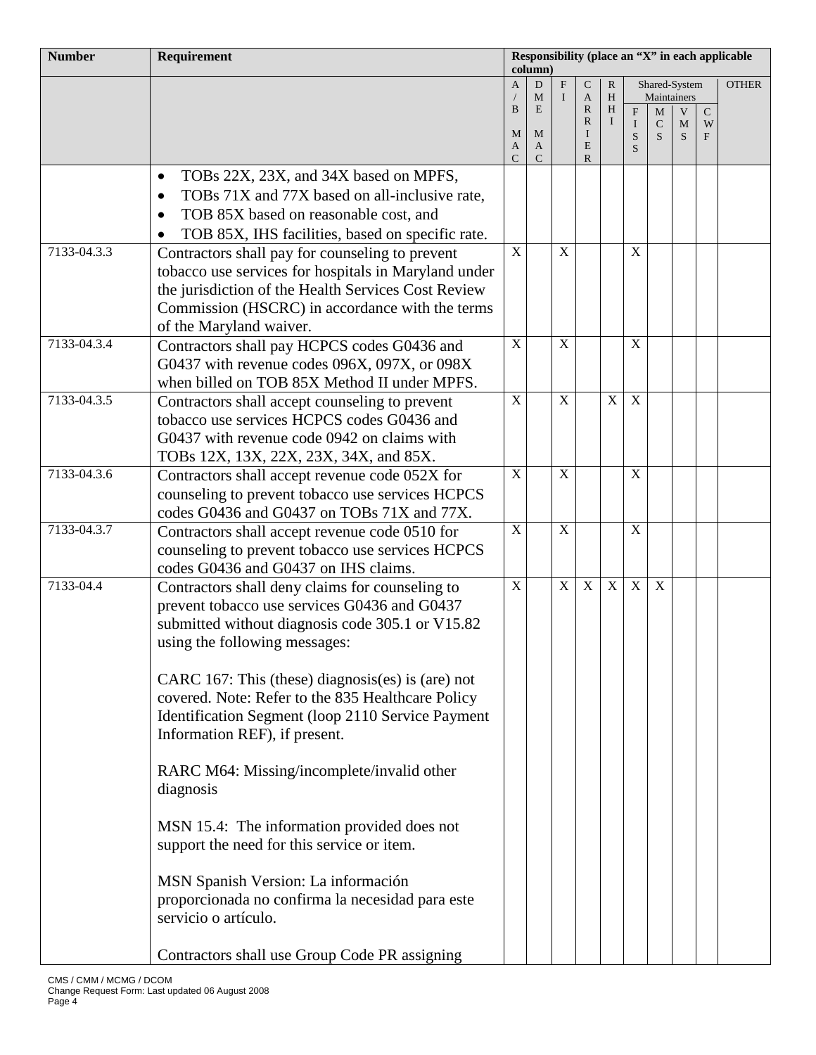| Number | Requirement | Responsibility (place an "X" in each applicable column) | | | | | | | | | |
|---|---|---|---|---|---|---|---|---|---|---|---|
| | | A/B MAC | DME MAC | FI | CARRIER | RHHI | Shared-System Maintainers | | | | OTHER |
| | | | | | | | FISS | MCS | VMS | CWF | |
| | • TOBs 22X, 23X, and 34X based on MPFS,<br>• TOBs 71X and 77X based on all-inclusive rate,<br>• TOB 85X based on reasonable cost, and<br>• TOB 85X, IHS facilities, based on specific rate. | | | | | | | | | | |
| 7133-04.3.3 | Contractors shall pay for counseling to prevent tobacco use services for hospitals in Maryland under the jurisdiction of the Health Services Cost Review Commission (HSCRC) in accordance with the terms of the Maryland waiver. | X | | X | | | X | | | | |
| 7133-04.3.4 | Contractors shall pay HCPCS codes G0436 and G0437 with revenue codes 096X, 097X, or 098X when billed on TOB 85X Method II under MPFS. | X | | X | | | X | | | | |
| 7133-04.3.5 | Contractors shall accept counseling to prevent tobacco use services HCPCS codes G0436 and G0437 with revenue code 0942 on claims with TOBs 12X, 13X, 22X, 23X, 34X, and 85X. | X | | X | | X | X | | | | |
| 7133-04.3.6 | Contractors shall accept revenue code 052X for counseling to prevent tobacco use services HCPCS codes G0436 and G0437 on TOBs 71X and 77X. | X | | X | | | X | | | | |
| 7133-04.3.7 | Contractors shall accept revenue code 0510 for counseling to prevent tobacco use services HCPCS codes G0436 and G0437 on IHS claims. | X | | X | | | X | | | | |
| 7133-04.4 | Contractors shall deny claims for counseling to prevent tobacco use services G0436 and G0437 submitted without diagnosis code 305.1 or V15.82 using the following messages:<br><br>CARC 167: This (these) diagnosis(es) is (are) not covered. Note: Refer to the 835 Healthcare Policy Identification Segment (loop 2110 Service Payment Information REF), if present.<br><br>RARC M64: Missing/incomplete/invalid other diagnosis<br><br>MSN 15.4: The information provided does not support the need for this service or item.<br><br>MSN Spanish Version: La información proporcionada no confirma la necesidad para este servicio o artículo.<br><br>Contractors shall use Group Code PR assigning | X | | X | X | X | X | X | | | |

CMS / CMM / MCMG / DCOM
Change Request Form: Last updated 06 August 2008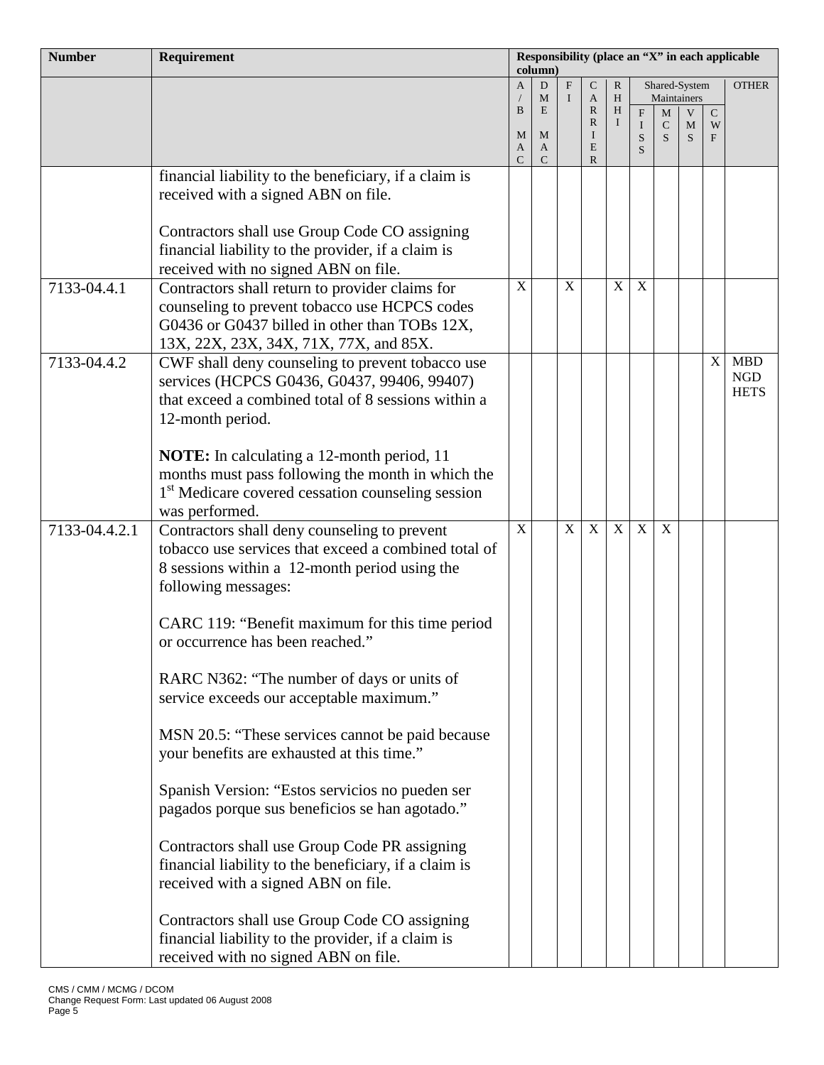| Number | Requirement | Responsibility (place an "X" in each applicable column) | | | | | | | | | |
|---|---|---|---|---|---|---|---|---|---|---|---|
| | | A/B MAC | DME MAC | FI | CARRIER | RHHI | Shared-System Maintainers | | | | OTHER |
| | | | | | | | FISS | MCS | VMS | CWF | |
| | financial liability to the beneficiary, if a claim is received with a signed ABN on file.<br><br>Contractors shall use Group Code CO assigning financial liability to the provider, if a claim is received with no signed ABN on file. | | | | | | | | | | |
| 7133-04.4.1 | Contractors shall return to provider claims for counseling to prevent tobacco use HCPCS codes G0436 or G0437 billed in other than TOBs 12X, 13X, 22X, 23X, 34X, 71X, 77X, and 85X. | X | | X | | X | X | | | | |
| 7133-04.4.2 | CWF shall deny counseling to prevent tobacco use services (HCPCS G0436, G0437, 99406, 99407) that exceed a combined total of 8 sessions within a 12-month period.<br><br>**NOTE:** In calculating a 12-month period, 11 months must pass following the month in which the 1st Medicare covered cessation counseling session was performed. | | | | | | | | | X | MBD NGD HETS |
| 7133-04.4.2.1 | Contractors shall deny counseling to prevent tobacco use services that exceed a combined total of 8 sessions within a 12-month period using the following messages:<br><br>CARC 119: "Benefit maximum for this time period or occurrence has been reached."<br><br>RARC N362: "The number of days or units of service exceeds our acceptable maximum."<br><br>MSN 20.5: "These services cannot be paid because your benefits are exhausted at this time."<br><br>Spanish Version: "Estos servicios no pueden ser pagados porque sus beneficios se han agotado."<br><br>Contractors shall use Group Code PR assigning financial liability to the beneficiary, if a claim is received with a signed ABN on file.<br><br>Contractors shall use Group Code CO assigning financial liability to the provider, if a claim is received with no signed ABN on file. | X | | X | X | X | X | X | | | |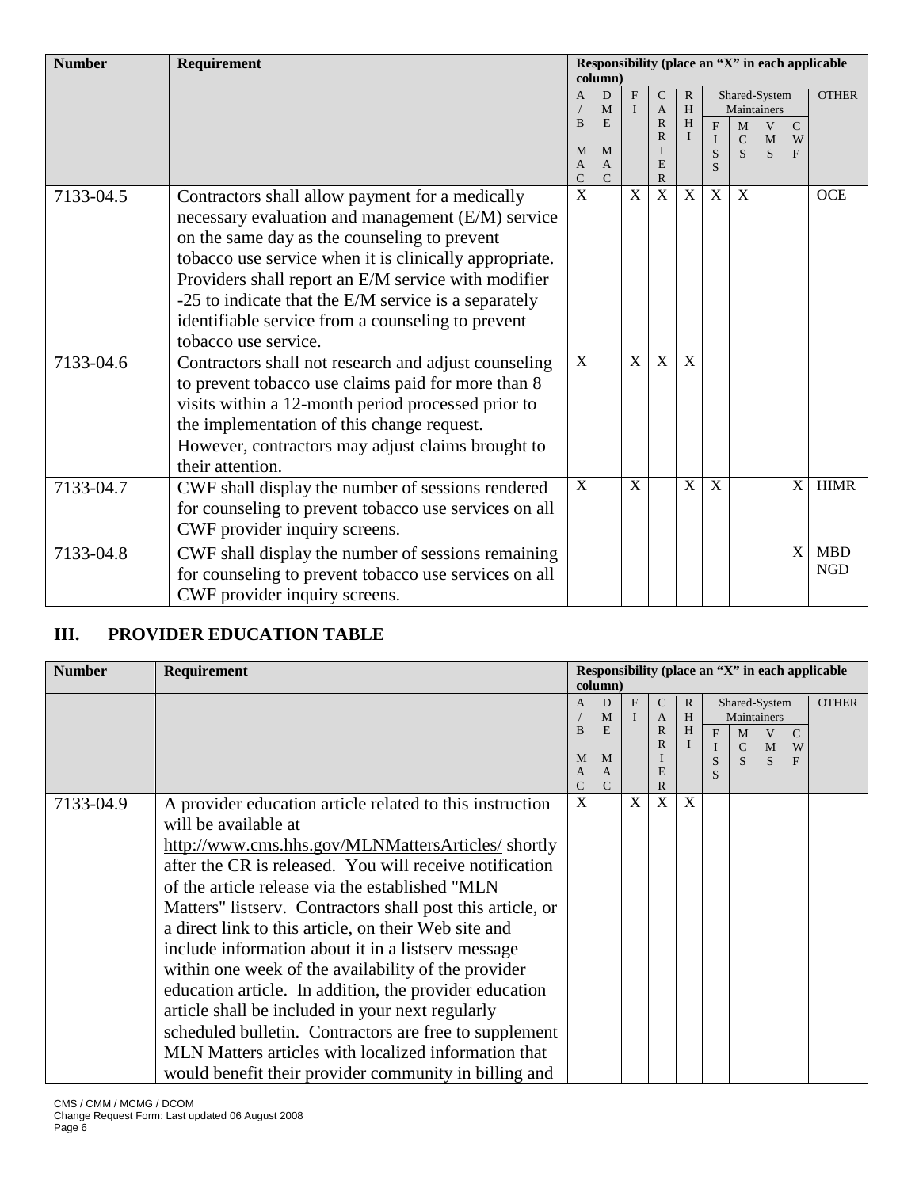| Number | Requirement | Responsibility (place an "X" in each applicable column) | | | | | | | | | |
|---|---|---|---|---|---|---|---|---|---|---|---|
| | | A/B MAC | DME MAC | FI | CARRIER | RHHI | Shared-System Maintainers | | | | OTHER |
| | | | | | | | FISS | MCS | VMS | CWF | |
| 7133-04.5 | Contractors shall allow payment for a medically necessary evaluation and management (E/M) service on the same day as the counseling to prevent tobacco use service when it is clinically appropriate. Providers shall report an E/M service with modifier -25 to indicate that the E/M service is a separately identifiable service from a counseling to prevent tobacco use service. | X | | X | X | X | X | X | | | OCE |
| 7133-04.6 | Contractors shall not research and adjust counseling to prevent tobacco use claims paid for more than 8 visits within a 12-month period processed prior to the implementation of this change request. However, contractors may adjust claims brought to their attention. | X | | X | X | X | | | | | |
| 7133-04.7 | CWF shall display the number of sessions rendered for counseling to prevent tobacco use services on all CWF provider inquiry screens. | X | | X | | X | X | | | X | HIMR |
| 7133-04.8 | CWF shall display the number of sessions remaining for counseling to prevent tobacco use services on all CWF provider inquiry screens. | | | | | | | | | X | MBD NGD |

## III. PROVIDER EDUCATION TABLE

| Number | Requirement | Responsibility (place an "X" in each applicable column) | | | | | | | | | |
|---|---|---|---|---|---|---|---|---|---|---|---|
| | | A/B MAC | DME MAC | FI | CARRIER | RHHI | Shared-System Maintainers | | | | OTHER |
| | | | | | | | FISS | MCS | VMS | CWF | |
| 7133-04.9 | A provider education article related to this instruction will be available at http://www.cms.hhs.gov/MLNMattersArticles/ shortly after the CR is released. You will receive notification of the article release via the established "MLN Matters" listserv. Contractors shall post this article, or a direct link to this article, on their Web site and include information about it in a listserv message within one week of the availability of the provider education article. In addition, the provider education article shall be included in your next regularly scheduled bulletin. Contractors are free to supplement MLN Matters articles with localized information that would benefit their provider community in billing and | X | | X | X | X | | | | | |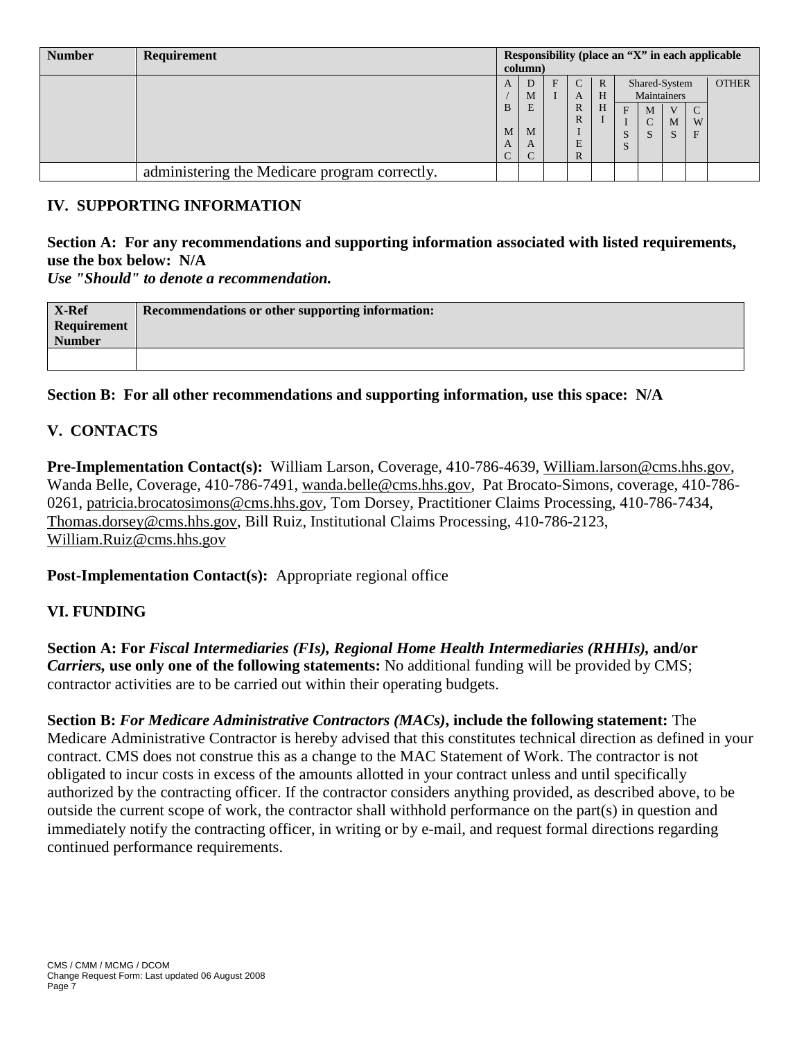| Number | Requirement | Responsibility (place an "X" in each applicable column) | | | | | | | | | |
|---|---|---|---|---|---|---|---|---|---|---|---|
| | | A/B MAC | DME MAC | FI | CARRIER | RHHI | Shared-System Maintainers | | | | OTHER |
| | | | | | | | FISS | MCS | VMS | CWF | |
| | administering the Medicare program correctly. | | | | | | | | | | |

## IV. SUPPORTING INFORMATION

### Section A: For any recommendations and supporting information associated with listed requirements, use the box below: N/A

***Use "Should" to denote a recommendation.***

| X-Ref Requirement Number | Recommendations or other supporting information: |
|---|---|
| | |

### Section B: For all other recommendations and supporting information, use this space: N/A

## V. CONTACTS

**Pre-Implementation Contact(s):** William Larson, Coverage, 410-786-4639, William.larson@cms.hhs.gov, Wanda Belle, Coverage, 410-786-7491, wanda.belle@cms.hhs.gov, Pat Brocato-Simons, coverage, 410-786-0261, patricia.brocatosimons@cms.hhs.gov, Tom Dorsey, Practitioner Claims Processing, 410-786-7434, Thomas.dorsey@cms.hhs.gov, Bill Ruiz, Institutional Claims Processing, 410-786-2123, William.Ruiz@cms.hhs.gov

**Post-Implementation Contact(s):** Appropriate regional office

## VI. FUNDING

**Section A: For *Fiscal Intermediaries (FIs), Regional Home Health Intermediaries (RHHIs),* and/or *Carriers,* use only one of the following statements:** No additional funding will be provided by CMS; contractor activities are to be carried out within their operating budgets.

**Section B: *For Medicare Administrative Contractors (MACs)*, include the following statement:** The Medicare Administrative Contractor is hereby advised that this constitutes technical direction as defined in your contract. CMS does not construe this as a change to the MAC Statement of Work. The contractor is not obligated to incur costs in excess of the amounts allotted in your contract unless and until specifically authorized by the contracting officer. If the contractor considers anything provided, as described above, to be outside the current scope of work, the contractor shall withhold performance on the part(s) in question and immediately notify the contracting officer, in writing or by e-mail, and request formal directions regarding continued performance requirements.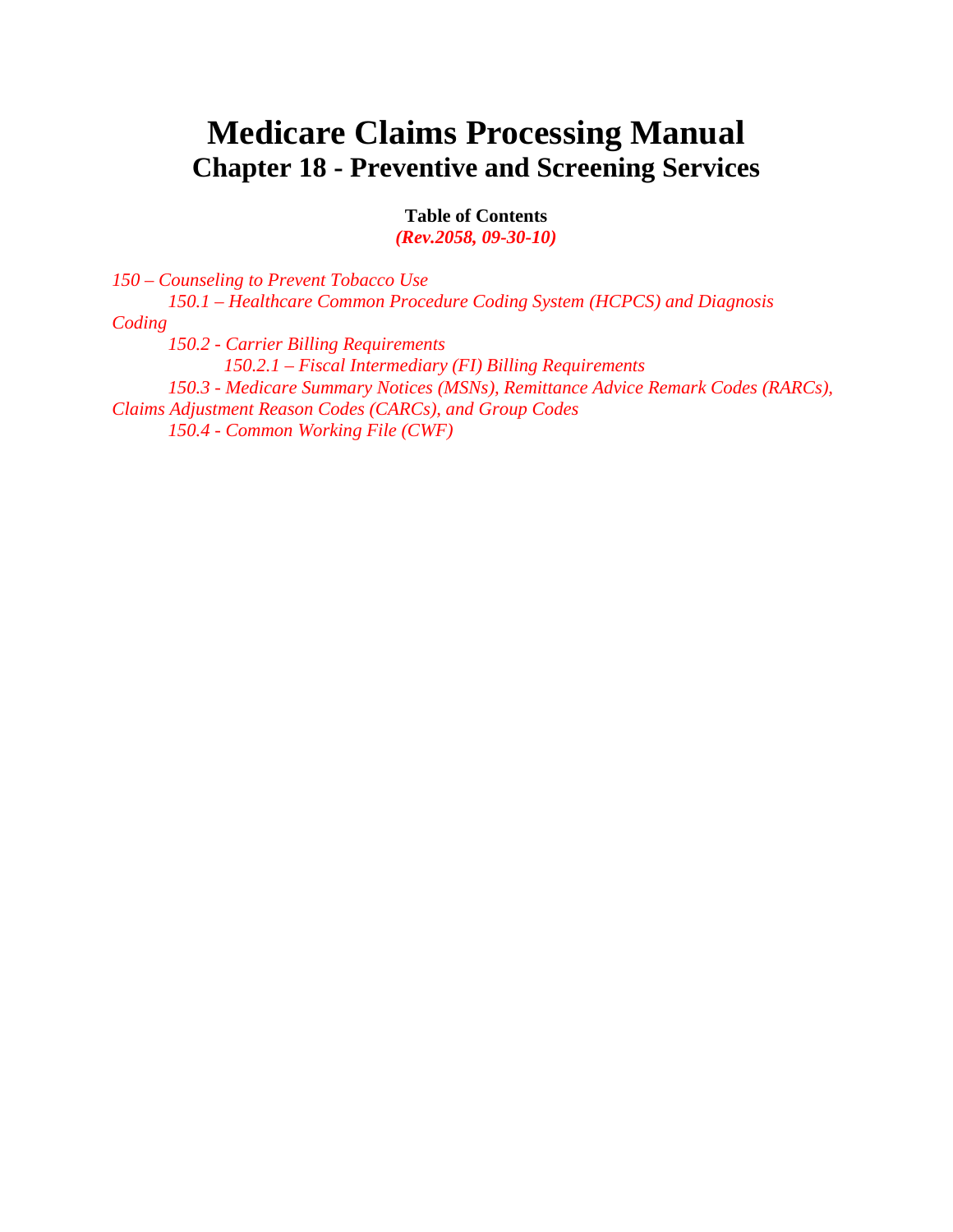# Medicare Claims Processing Manual
## Chapter 18 - Preventive and Screening Services

**Table of Contents**
***(Rev.2058, 09-30-10)***

*150 – Counseling to Prevent Tobacco Use*

*150.1 – Healthcare Common Procedure Coding System (HCPCS) and Diagnosis Coding*

*150.2 - Carrier Billing Requirements*

*150.2.1 – Fiscal Intermediary (FI) Billing Requirements*

*150.3 - Medicare Summary Notices (MSNs), Remittance Advice Remark Codes (RARCs), Claims Adjustment Reason Codes (CARCs), and Group Codes*

*150.4 - Common Working File (CWF)*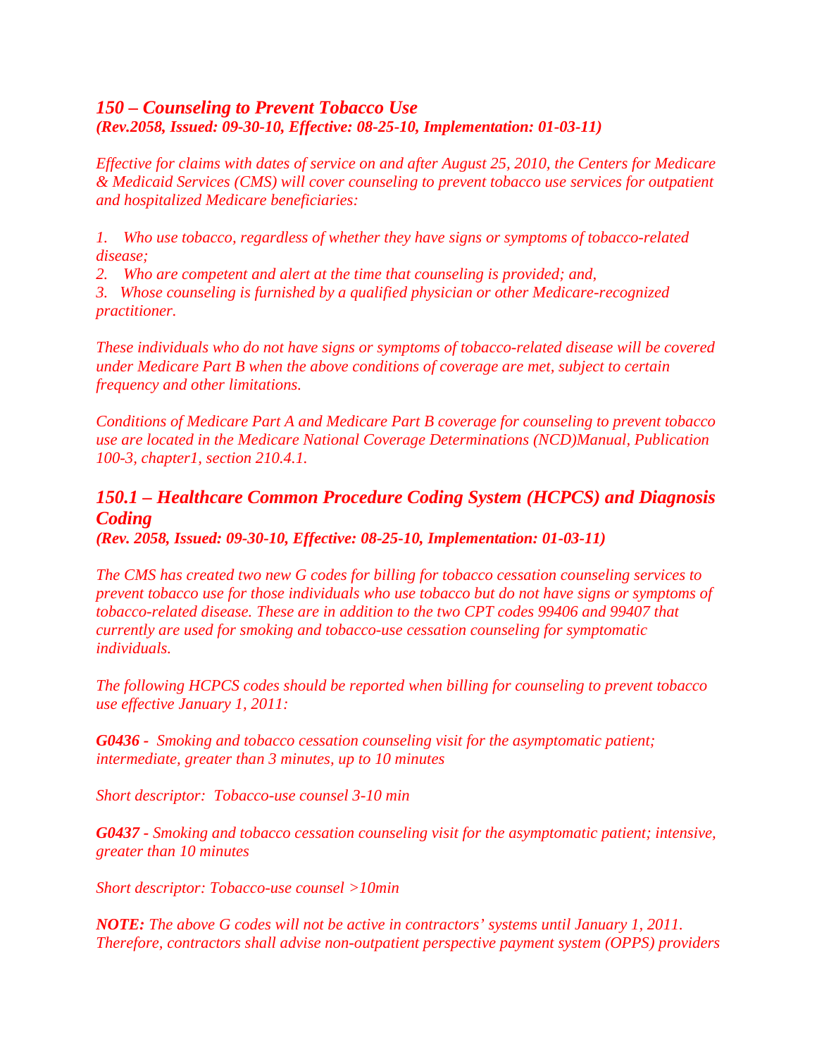## *150 – Counseling to Prevent Tobacco Use*

***(Rev.2058, Issued: 09-30-10, Effective: 08-25-10, Implementation: 01-03-11)***

*Effective for claims with dates of service on and after August 25, 2010, the Centers for Medicare & Medicaid Services (CMS) will cover counseling to prevent tobacco use services for outpatient and hospitalized Medicare beneficiaries:*

1. *Who use tobacco, regardless of whether they have signs or symptoms of tobacco-related disease;*
2. *Who are competent and alert at the time that counseling is provided; and,*
3. *Whose counseling is furnished by a qualified physician or other Medicare-recognized practitioner.*

*These individuals who do not have signs or symptoms of tobacco-related disease will be covered under Medicare Part B when the above conditions of coverage are met, subject to certain frequency and other limitations.*

*Conditions of Medicare Part A and Medicare Part B coverage for counseling to prevent tobacco use are located in the Medicare National Coverage Determinations (NCD)Manual, Publication 100-3, chapter1, section 210.4.1.*

### *150.1 – Healthcare Common Procedure Coding System (HCPCS) and Diagnosis Coding*

***(Rev. 2058, Issued: 09-30-10, Effective: 08-25-10, Implementation: 01-03-11)***

*The CMS has created two new G codes for billing for tobacco cessation counseling services to prevent tobacco use for those individuals who use tobacco but do not have signs or symptoms of tobacco-related disease. These are in addition to the two CPT codes 99406 and 99407 that currently are used for smoking and tobacco-use cessation counseling for symptomatic individuals.*

*The following HCPCS codes should be reported when billing for counseling to prevent tobacco use effective January 1, 2011:*

***G0436 -*** *Smoking and tobacco cessation counseling visit for the asymptomatic patient; intermediate, greater than 3 minutes, up to 10 minutes*

*Short descriptor: Tobacco-use counsel 3-10 min*

***G0437 -*** *Smoking and tobacco cessation counseling visit for the asymptomatic patient; intensive, greater than 10 minutes*

*Short descriptor: Tobacco-use counsel >10min*

***NOTE:*** *The above G codes will not be active in contractors' systems until January 1, 2011. Therefore, contractors shall advise non-outpatient perspective payment system (OPPS) providers*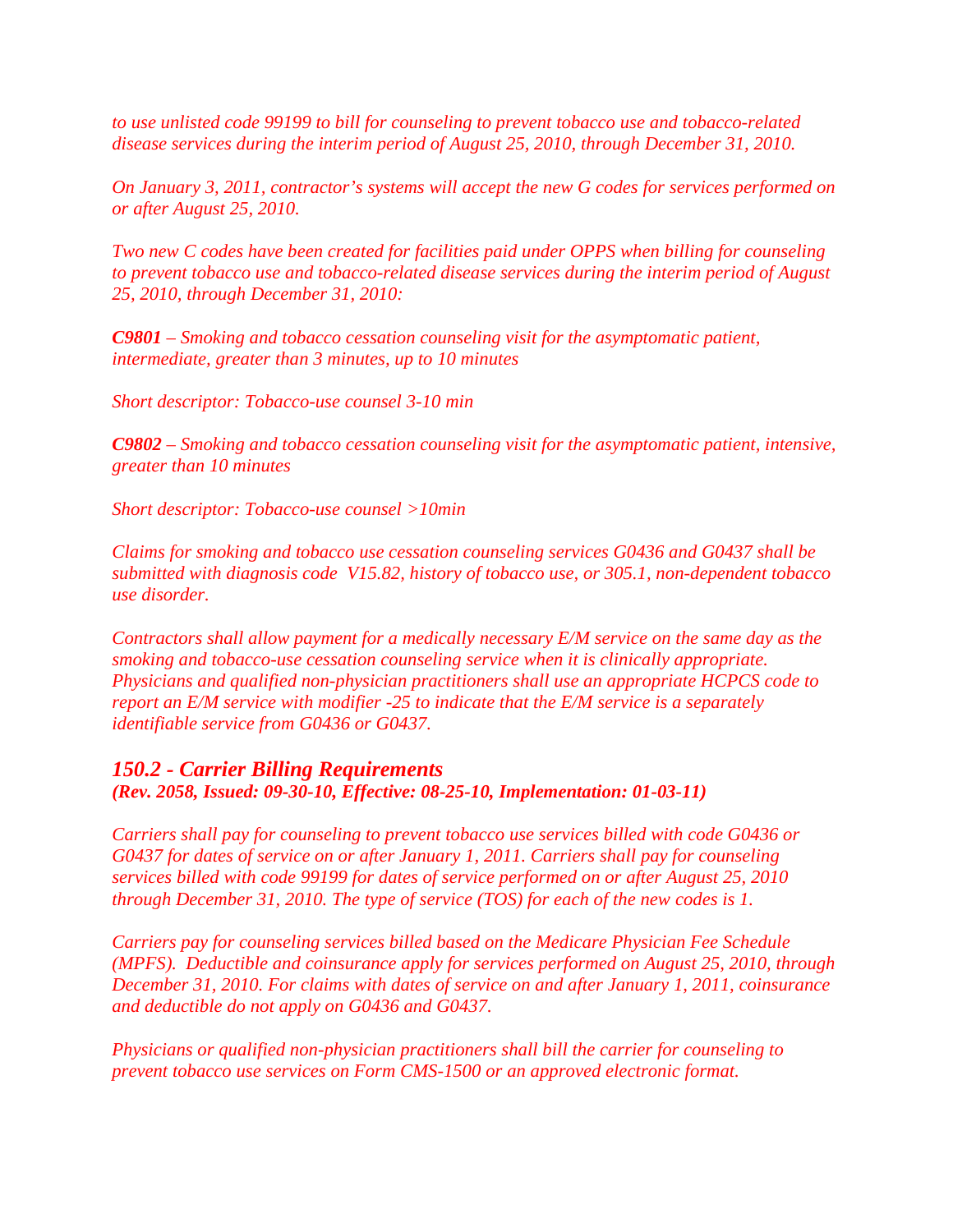*to use unlisted code 99199 to bill for counseling to prevent tobacco use and tobacco-related disease services during the interim period of August 25, 2010, through December 31, 2010.*

*On January 3, 2011, contractor's systems will accept the new G codes for services performed on or after August 25, 2010.*

*Two new C codes have been created for facilities paid under OPPS when billing for counseling to prevent tobacco use and tobacco-related disease services during the interim period of August 25, 2010, through December 31, 2010:*

***C9801** – Smoking and tobacco cessation counseling visit for the asymptomatic patient, intermediate, greater than 3 minutes, up to 10 minutes*

*Short descriptor: Tobacco-use counsel 3-10 min*

***C9802** – Smoking and tobacco cessation counseling visit for the asymptomatic patient, intensive, greater than 10 minutes*

*Short descriptor: Tobacco-use counsel >10min*

*Claims for smoking and tobacco use cessation counseling services G0436 and G0437 shall be submitted with diagnosis code V15.82, history of tobacco use, or 305.1, non-dependent tobacco use disorder.*

*Contractors shall allow payment for a medically necessary E/M service on the same day as the smoking and tobacco-use cessation counseling service when it is clinically appropriate. Physicians and qualified non-physician practitioners shall use an appropriate HCPCS code to report an E/M service with modifier -25 to indicate that the E/M service is a separately identifiable service from G0436 or G0437.*

## *150.2 - Carrier Billing Requirements*

***(Rev. 2058, Issued: 09-30-10, Effective: 08-25-10, Implementation: 01-03-11)***

*Carriers shall pay for counseling to prevent tobacco use services billed with code G0436 or G0437 for dates of service on or after January 1, 2011. Carriers shall pay for counseling services billed with code 99199 for dates of service performed on or after August 25, 2010 through December 31, 2010. The type of service (TOS) for each of the new codes is 1.*

*Carriers pay for counseling services billed based on the Medicare Physician Fee Schedule (MPFS). Deductible and coinsurance apply for services performed on August 25, 2010, through December 31, 2010. For claims with dates of service on and after January 1, 2011, coinsurance and deductible do not apply on G0436 and G0437.*

*Physicians or qualified non-physician practitioners shall bill the carrier for counseling to prevent tobacco use services on Form CMS-1500 or an approved electronic format.*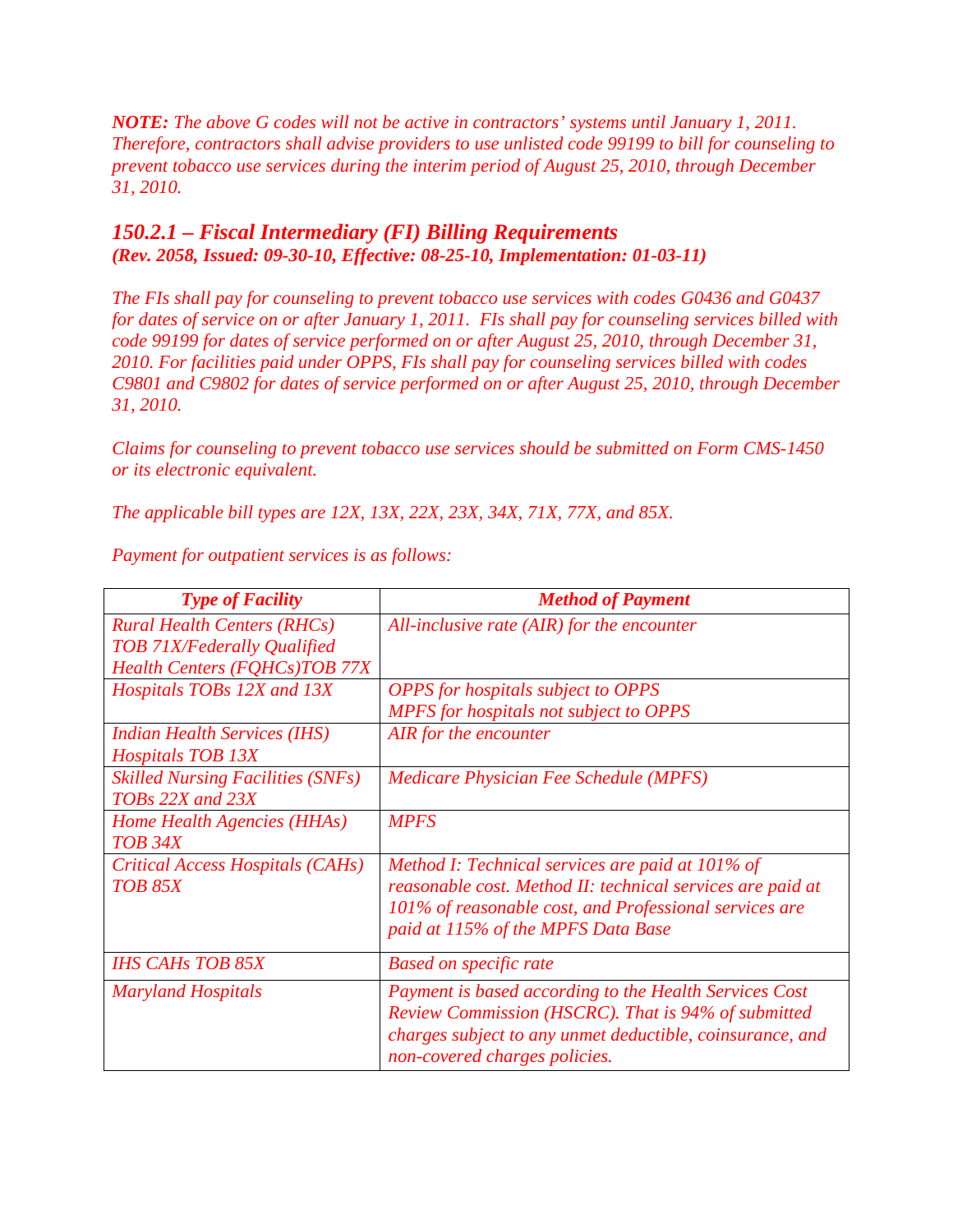***NOTE:*** *The above G codes will not be active in contractors' systems until January 1, 2011. Therefore, contractors shall advise providers to use unlisted code 99199 to bill for counseling to prevent tobacco use services during the interim period of August 25, 2010, through December 31, 2010.*

### *150.2.1 – Fiscal Intermediary (FI) Billing Requirements*

***(Rev. 2058, Issued: 09-30-10, Effective: 08-25-10, Implementation: 01-03-11)***

*The FIs shall pay for counseling to prevent tobacco use services with codes G0436 and G0437 for dates of service on or after January 1, 2011. FIs shall pay for counseling services billed with code 99199 for dates of service performed on or after August 25, 2010, through December 31, 2010. For facilities paid under OPPS, FIs shall pay for counseling services billed with codes C9801 and C9802 for dates of service performed on or after August 25, 2010, through December 31, 2010.*

*Claims for counseling to prevent tobacco use services should be submitted on Form CMS-1450 or its electronic equivalent.*

*The applicable bill types are 12X, 13X, 22X, 23X, 34X, 71X, 77X, and 85X.*

*Payment for outpatient services is as follows:*

| ***Type of Facility*** | ***Method of Payment*** |
|---|---|
| *Rural Health Centers (RHCs) TOB 71X/Federally Qualified Health Centers (FQHCs)TOB 77X* | *All-inclusive rate (AIR) for the encounter* |
| *Hospitals TOBs 12X and 13X* | *OPPS for hospitals subject to OPPS*<br>*MPFS for hospitals not subject to OPPS* |
| *Indian Health Services (IHS) Hospitals TOB 13X* | *AIR for the encounter* |
| *Skilled Nursing Facilities (SNFs) TOBs 22X and 23X* | *Medicare Physician Fee Schedule (MPFS)* |
| *Home Health Agencies (HHAs) TOB 34X* | *MPFS* |
| *Critical Access Hospitals (CAHs) TOB 85X* | *Method I: Technical services are paid at 101% of reasonable cost. Method II: technical services are paid at 101% of reasonable cost, and Professional services are paid at 115% of the MPFS Data Base* |
| *IHS CAHs TOB 85X* | *Based on specific rate* |
| *Maryland Hospitals* | *Payment is based according to the Health Services Cost Review Commission (HSCRC). That is 94% of submitted charges subject to any unmet deductible, coinsurance, and non-covered charges policies.* |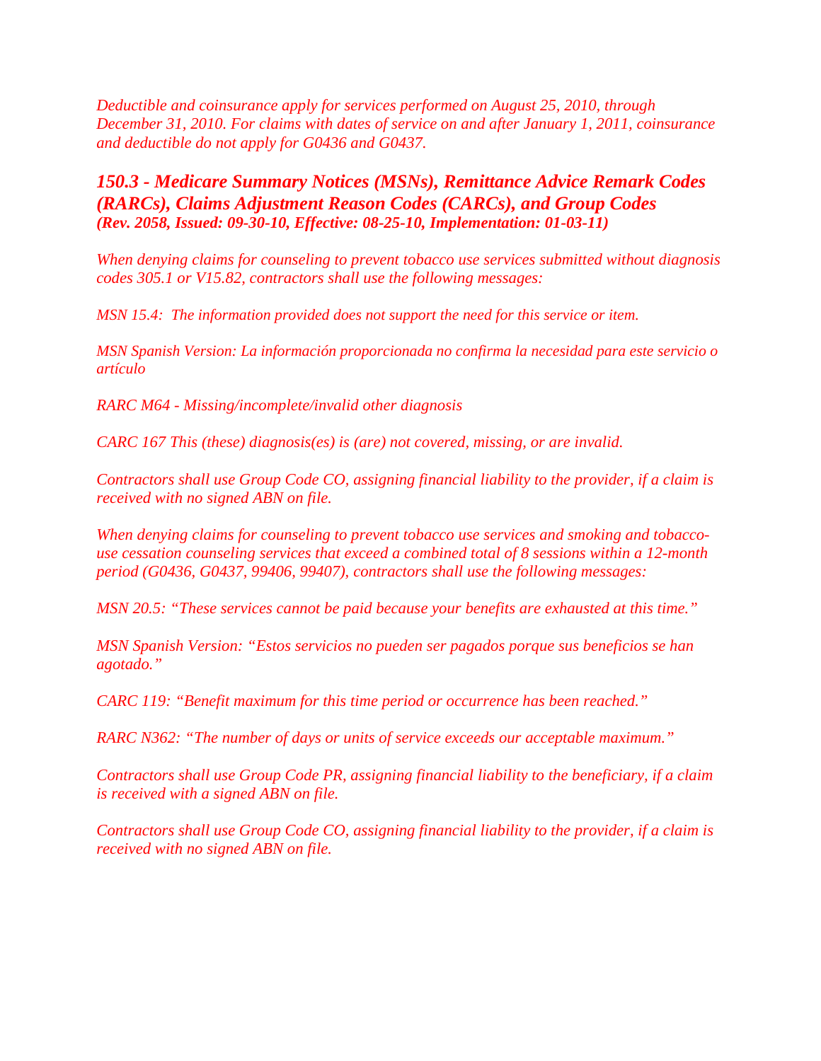*Deductible and coinsurance apply for services performed on August 25, 2010, through December 31, 2010. For claims with dates of service on and after January 1, 2011, coinsurance and deductible do not apply for G0436 and G0437.*

### *150.3 - Medicare Summary Notices (MSNs), Remittance Advice Remark Codes (RARCs), Claims Adjustment Reason Codes (CARCs), and Group Codes*

***(Rev. 2058, Issued: 09-30-10, Effective: 08-25-10, Implementation: 01-03-11)***

*When denying claims for counseling to prevent tobacco use services submitted without diagnosis codes 305.1 or V15.82, contractors shall use the following messages:*

*MSN 15.4: The information provided does not support the need for this service or item.*

*MSN Spanish Version: La información proporcionada no confirma la necesidad para este servicio o artículo*

*RARC M64 - Missing/incomplete/invalid other diagnosis*

*CARC 167 This (these) diagnosis(es) is (are) not covered, missing, or are invalid.*

*Contractors shall use Group Code CO, assigning financial liability to the provider, if a claim is received with no signed ABN on file.*

*When denying claims for counseling to prevent tobacco use services and smoking and tobacco-use cessation counseling services that exceed a combined total of 8 sessions within a 12-month period (G0436, G0437, 99406, 99407), contractors shall use the following messages:*

*MSN 20.5: "These services cannot be paid because your benefits are exhausted at this time."*

*MSN Spanish Version: "Estos servicios no pueden ser pagados porque sus beneficios se han agotado."*

*CARC 119: "Benefit maximum for this time period or occurrence has been reached."*

*RARC N362: "The number of days or units of service exceeds our acceptable maximum."*

*Contractors shall use Group Code PR, assigning financial liability to the beneficiary, if a claim is received with a signed ABN on file.*

*Contractors shall use Group Code CO, assigning financial liability to the provider, if a claim is received with no signed ABN on file.*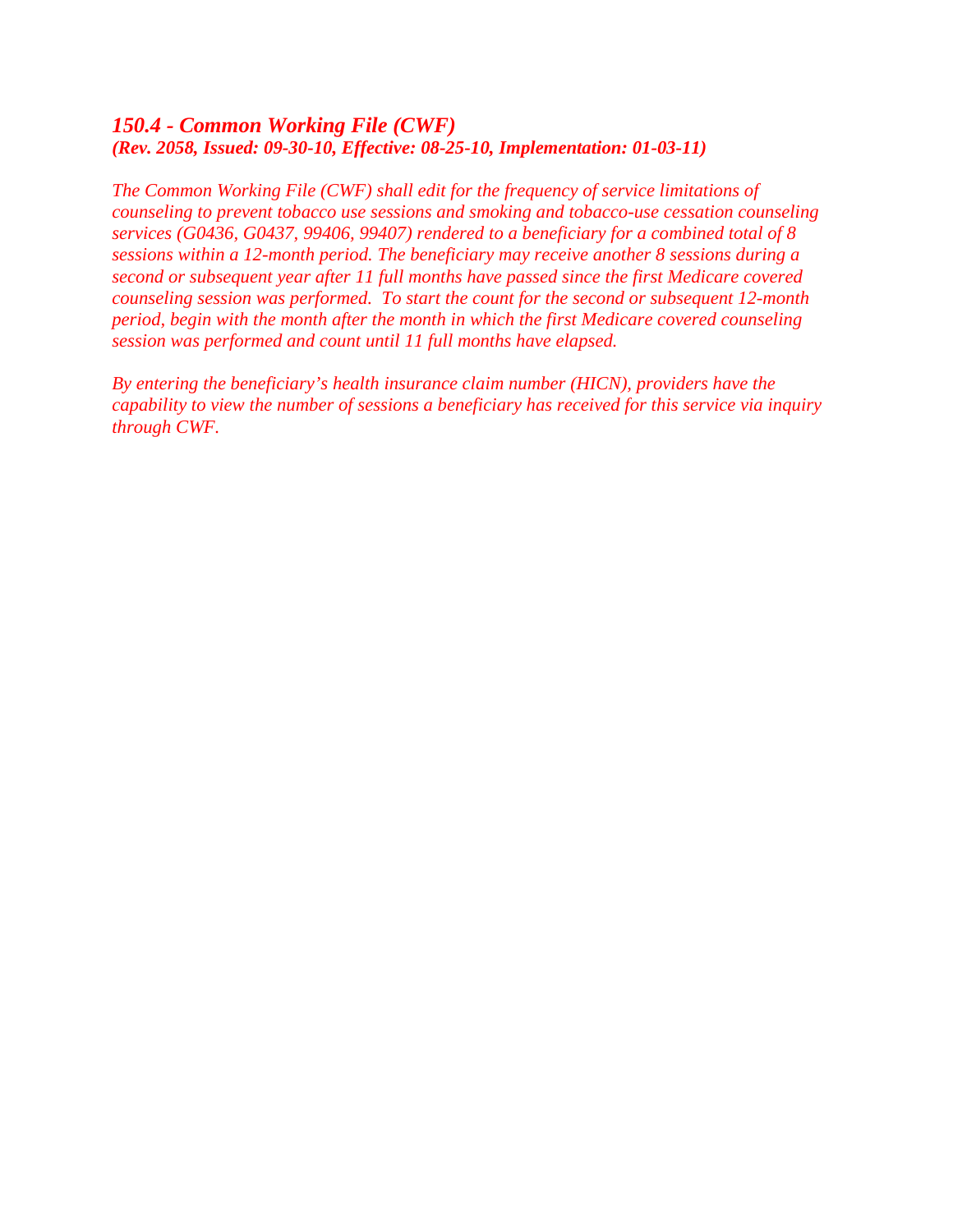### *150.4 - Common Working File (CWF)*
***(Rev. 2058, Issued: 09-30-10, Effective: 08-25-10, Implementation: 01-03-11)***

*The Common Working File (CWF) shall edit for the frequency of service limitations of counseling to prevent tobacco use sessions and smoking and tobacco-use cessation counseling services (G0436, G0437, 99406, 99407) rendered to a beneficiary for a combined total of 8 sessions within a 12-month period. The beneficiary may receive another 8 sessions during a second or subsequent year after 11 full months have passed since the first Medicare covered counseling session was performed. To start the count for the second or subsequent 12-month period, begin with the month after the month in which the first Medicare covered counseling session was performed and count until 11 full months have elapsed.*

*By entering the beneficiary's health insurance claim number (HICN), providers have the capability to view the number of sessions a beneficiary has received for this service via inquiry through CWF.*